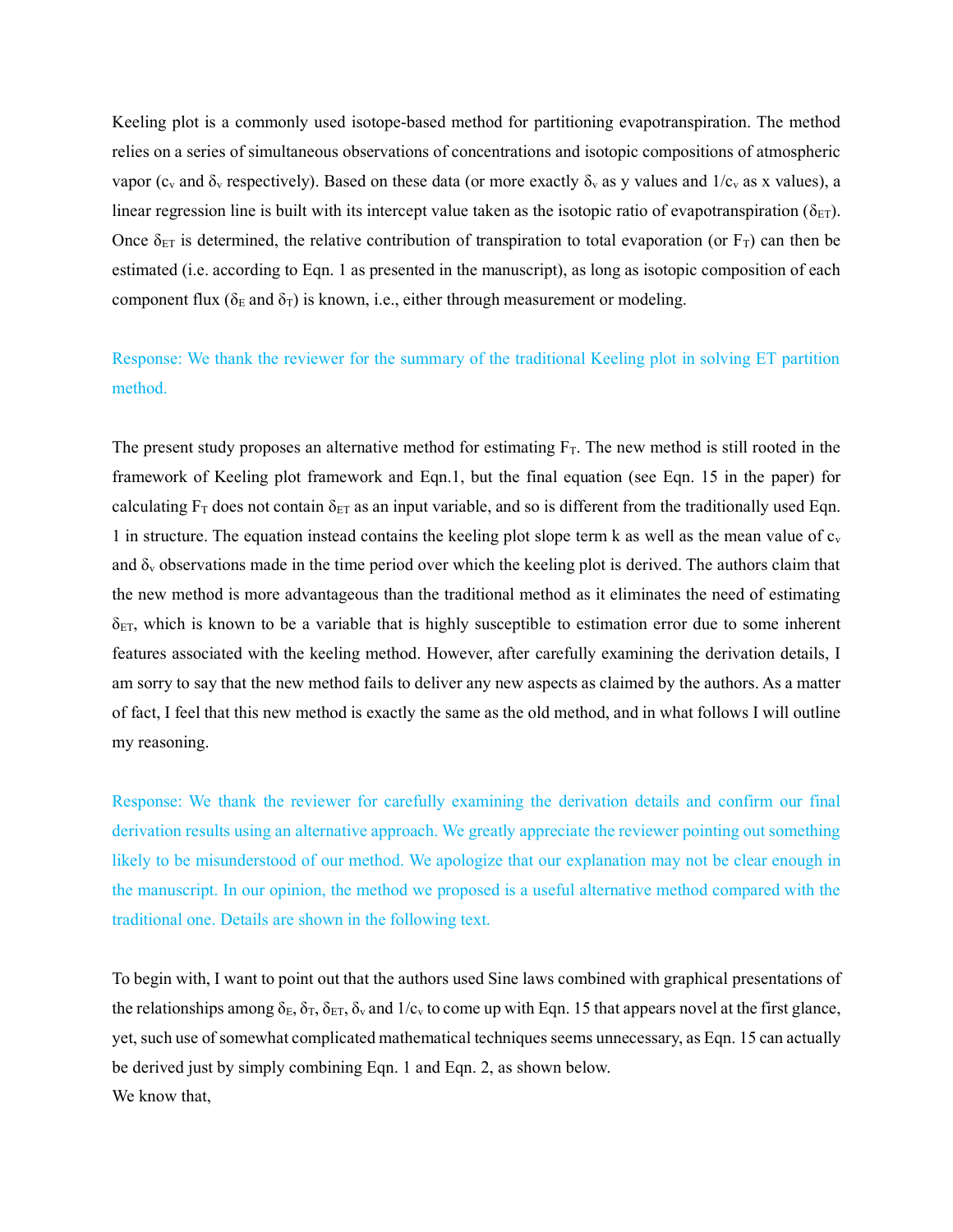Keeling plot is a commonly used isotope-based method for partitioning evapotranspiration. The method relies on a series of simultaneous observations of concentrations and isotopic compositions of atmospheric vapor ($c_v$ and $\delta_v$ respectively). Based on these data (or more exactly $\delta_v$ as y values and $1/c_v$ as x values), a linear regression line is built with its intercept value taken as the isotopic ratio of evapotranspiration ($\delta_{ET}$). Once $\delta_{ET}$ is determined, the relative contribution of transpiration to total evaporation (or $F_T$) can then be estimated (i.e. according to Eqn. 1 as presented in the manuscript), as long as isotopic composition of each component flux ($\delta_E$ and $\delta_T$) is known, i.e., either through measurement or modeling.

Response: We thank the reviewer for the summary of the traditional Keeling plot in solving ET partition method.

The present study proposes an alternative method for estimating $F_T$. The new method is still rooted in the framework of Keeling plot framework and Eqn.1, but the final equation (see Eqn. 15 in the paper) for calculating $F_T$ does not contain $\delta_{ET}$ as an input variable, and so is different from the traditionally used Eqn. 1 in structure. The equation instead contains the keeling plot slope term k as well as the mean value of $c_v$ and $\delta_v$ observations made in the time period over which the keeling plot is derived. The authors claim that the new method is more advantageous than the traditional method as it eliminates the need of estimating $\delta_{ET}$, which is known to be a variable that is highly susceptible to estimation error due to some inherent features associated with the keeling method. However, after carefully examining the derivation details, I am sorry to say that the new method fails to deliver any new aspects as claimed by the authors. As a matter of fact, I feel that this new method is exactly the same as the old method, and in what follows I will outline my reasoning.

Response: We thank the reviewer for carefully examining the derivation details and confirm our final derivation results using an alternative approach. We greatly appreciate the reviewer pointing out something likely to be misunderstood of our method. We apologize that our explanation may not be clear enough in the manuscript. In our opinion, the method we proposed is a useful alternative method compared with the traditional one. Details are shown in the following text.

To begin with, I want to point out that the authors used Sine laws combined with graphical presentations of the relationships among $\delta_E$, $\delta_T$, $\delta_{ET}$, $\delta_v$ and $1/c_v$ to come up with Eqn. 15 that appears novel at the first glance, yet, such use of somewhat complicated mathematical techniques seems unnecessary, as Eqn. 15 can actually be derived just by simply combining Eqn. 1 and Eqn. 2, as shown below.

We know that,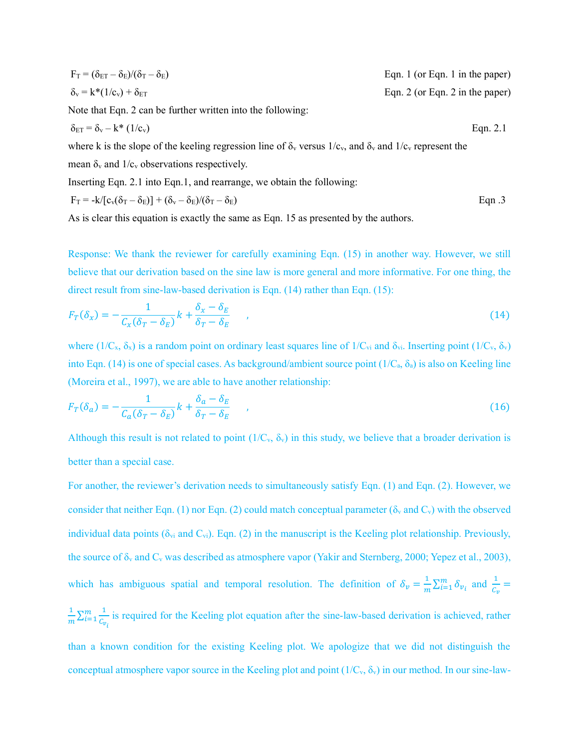$F_T = (\delta_{ET} - \delta_E)/(\delta_T - \delta_E)$ Eqn. 1 (or Eqn. 1 in the paper)

$\delta_v = k*(1/c_v) + \delta_{ET}$ Eqn. 2 (or Eqn. 2 in the paper)

Note that Eqn. 2 can be further written into the following:

$\delta_{ET} = \delta_v - k* (1/c_v)$ Eqn. 2.1

where k is the slope of the keeling regression line of $\delta_v$ versus $1/c_v$, and $\delta_v$ and $1/c_v$ represent the mean $\delta_v$ and $1/c_v$ observations respectively.

Inserting Eqn. 2.1 into Eqn.1, and rearrange, we obtain the following:

$F_T = -k/[c_v(\delta_T - \delta_E)] + (\delta_v - \delta_E)/(\delta_T - \delta_E)$ Eqn .3

As is clear this equation is exactly the same as Eqn. 15 as presented by the authors.

Response: We thank the reviewer for carefully examining Eqn. (15) in another way. However, we still believe that our derivation based on the sine law is more general and more informative. For one thing, the direct result from sine-law-based derivation is Eqn. (14) rather than Eqn. (15):

$$F_T(\delta_x) = -\frac{1}{C_x(\delta_T - \delta_E)}k + \frac{\delta_x - \delta_E}{\delta_T - \delta_E} \quad , \tag{14}$$

where ($1/C_x$, $\delta_x$) is a random point on ordinary least squares line of $1/C_{vi}$ and $\delta_{vi}$. Inserting point ($1/C_v$, $\delta_v$) into Eqn. (14) is one of special cases. As background/ambient source point ($1/C_a$, $\delta_a$) is also on Keeling line (Moreira et al., 1997), we are able to have another relationship:

$$F_T(\delta_a) = -\frac{1}{C_a(\delta_T - \delta_E)}k + \frac{\delta_a - \delta_E}{\delta_T - \delta_E} \quad , \tag{16}$$

Although this result is not related to point ($1/C_v$, $\delta_v$) in this study, we believe that a broader derivation is better than a special case.

For another, the reviewer's derivation needs to simultaneously satisfy Eqn. (1) and Eqn. (2). However, we consider that neither Eqn. (1) nor Eqn. (2) could match conceptual parameter ($\delta_v$ and $C_v$) with the observed individual data points ($\delta_{vi}$ and $C_{vi}$). Eqn. (2) in the manuscript is the Keeling plot relationship. Previously, the source of $\delta_v$ and $C_v$ was described as atmosphere vapor (Yakir and Sternberg, 2000; Yepez et al., 2003), which has ambiguous spatial and temporal resolution. The definition of $\delta_v = \frac{1}{m}\sum_{i=1}^{m}\delta_{v_i}$ and $\frac{1}{C_v} = \frac{1}{m}\sum_{i=1}^{m}\frac{1}{C_{v_i}}$ is required for the Keeling plot equation after the sine-law-based derivation is achieved, rather than a known condition for the existing Keeling plot. We apologize that we did not distinguish the conceptual atmosphere vapor source in the Keeling plot and point ($1/C_v$, $\delta_v$) in our method. In our sine-law-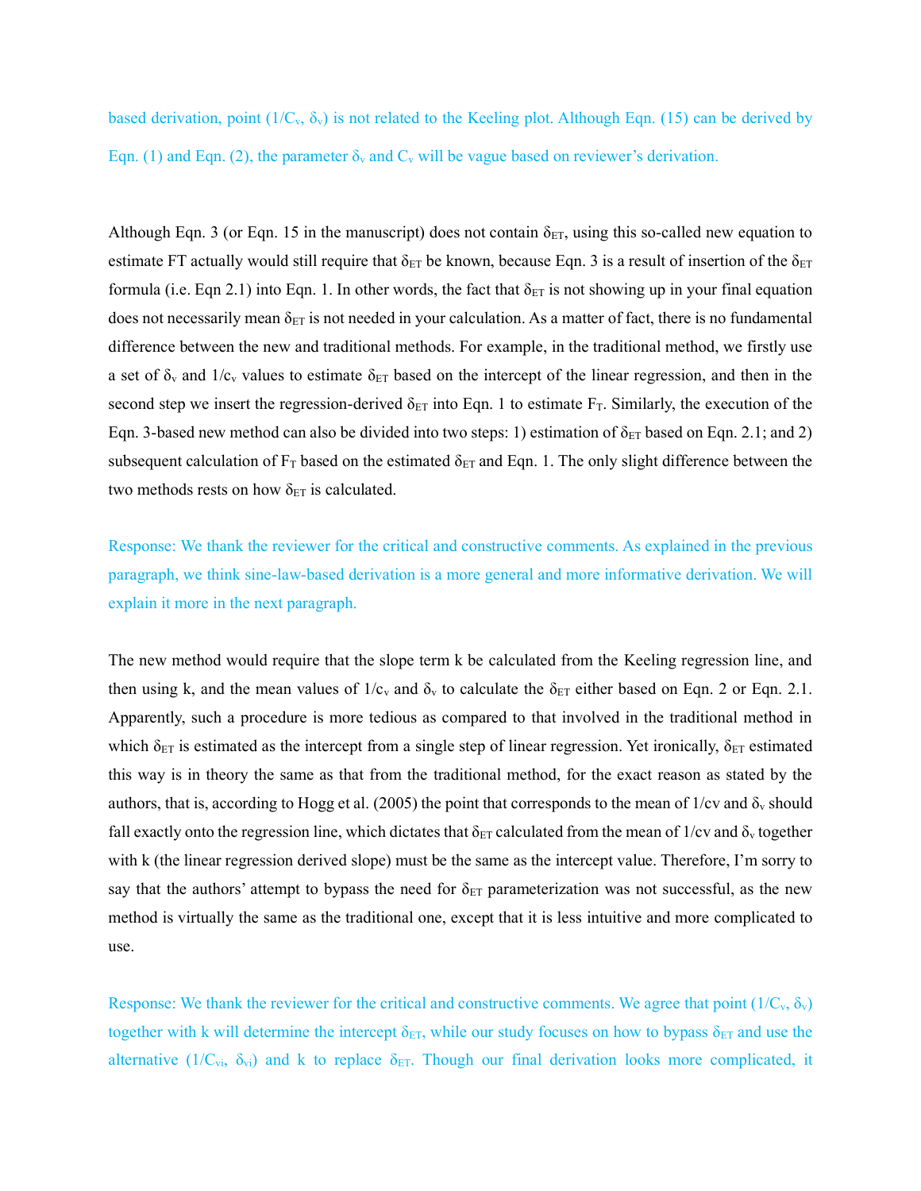based derivation, point ($1/C_v$, $\delta_v$) is not related to the Keeling plot. Although Eqn. (15) can be derived by Eqn. (1) and Eqn. (2), the parameter $\delta_v$ and $C_v$ will be vague based on reviewer's derivation.

Although Eqn. 3 (or Eqn. 15 in the manuscript) does not contain $\delta_{ET}$, using this so-called new equation to estimate FT actually would still require that $\delta_{ET}$ be known, because Eqn. 3 is a result of insertion of the $\delta_{ET}$ formula (i.e. Eqn 2.1) into Eqn. 1. In other words, the fact that $\delta_{ET}$ is not showing up in your final equation does not necessarily mean $\delta_{ET}$ is not needed in your calculation. As a matter of fact, there is no fundamental difference between the new and traditional methods. For example, in the traditional method, we firstly use a set of $\delta_v$ and $1/c_v$ values to estimate $\delta_{ET}$ based on the intercept of the linear regression, and then in the second step we insert the regression-derived $\delta_{ET}$ into Eqn. 1 to estimate $F_T$. Similarly, the execution of the Eqn. 3-based new method can also be divided into two steps: 1) estimation of $\delta_{ET}$ based on Eqn. 2.1; and 2) subsequent calculation of $F_T$ based on the estimated $\delta_{ET}$ and Eqn. 1. The only slight difference between the two methods rests on how $\delta_{ET}$ is calculated.

Response: We thank the reviewer for the critical and constructive comments. As explained in the previous paragraph, we think sine-law-based derivation is a more general and more informative derivation. We will explain it more in the next paragraph.

The new method would require that the slope term k be calculated from the Keeling regression line, and then using k, and the mean values of $1/c_v$ and $\delta_v$ to calculate the $\delta_{ET}$ either based on Eqn. 2 or Eqn. 2.1. Apparently, such a procedure is more tedious as compared to that involved in the traditional method in which $\delta_{ET}$ is estimated as the intercept from a single step of linear regression. Yet ironically, $\delta_{ET}$ estimated this way is in theory the same as that from the traditional method, for the exact reason as stated by the authors, that is, according to Hogg et al. (2005) the point that corresponds to the mean of 1/cv and $\delta_v$ should fall exactly onto the regression line, which dictates that $\delta_{ET}$ calculated from the mean of 1/cv and $\delta_v$ together with k (the linear regression derived slope) must be the same as the intercept value. Therefore, I'm sorry to say that the authors' attempt to bypass the need for $\delta_{ET}$ parameterization was not successful, as the new method is virtually the same as the traditional one, except that it is less intuitive and more complicated to use.

Response: We thank the reviewer for the critical and constructive comments. We agree that point ($1/C_v$, $\delta_v$) together with k will determine the intercept $\delta_{ET}$, while our study focuses on how to bypass $\delta_{ET}$ and use the alternative ($1/C_{vi}$, $\delta_{vi}$) and k to replace $\delta_{ET}$. Though our final derivation looks more complicated, it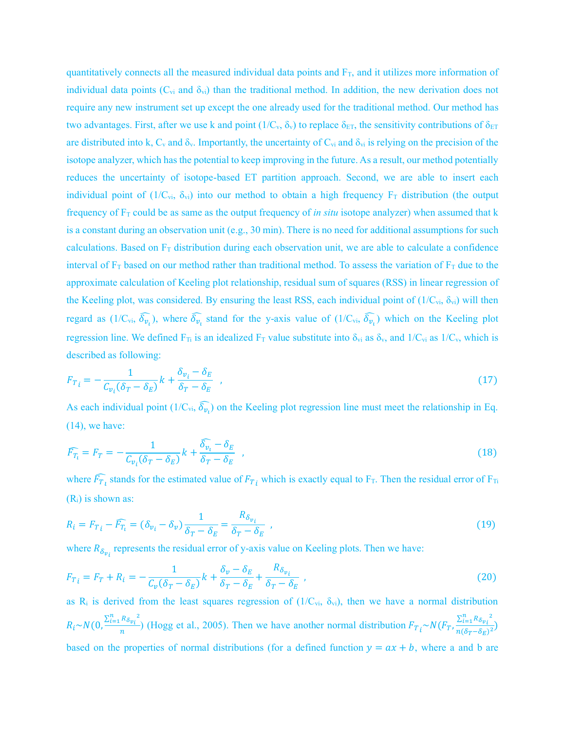quantitatively connects all the measured individual data points and $F_T$, and it utilizes more information of individual data points ($C_{vi}$ and $\delta_{vi}$) than the traditional method. In addition, the new derivation does not require any new instrument set up except the one already used for the traditional method. Our method has two advantages. First, after we use k and point ($1/C_v$, $\delta_v$) to replace $\delta_{ET}$, the sensitivity contributions of $\delta_{ET}$ are distributed into k, $C_v$ and $\delta_v$. Importantly, the uncertainty of $C_{vi}$ and $\delta_{vi}$ is relying on the precision of the isotope analyzer, which has the potential to keep improving in the future. As a result, our method potentially reduces the uncertainty of isotope-based ET partition approach. Second, we are able to insert each individual point of ($1/C_{vi}$, $\delta_{vi}$) into our method to obtain a high frequency $F_T$ distribution (the output frequency of $F_T$ could be as same as the output frequency of *in situ* isotope analyzer) when assumed that k is a constant during an observation unit (e.g., 30 min). There is no need for additional assumptions for such calculations. Based on $F_T$ distribution during each observation unit, we are able to calculate a confidence interval of $F_T$ based on our method rather than traditional method. To assess the variation of $F_T$ due to the approximate calculation of Keeling plot relationship, residual sum of squares (RSS) in linear regression of the Keeling plot, was considered. By ensuring the least RSS, each individual point of ($1/C_{vi}$, $\delta_{vi}$) will then regard as ($1/C_{vi}$, $\widehat{\delta_{v_i}}$), where $\widehat{\delta_{v_i}}$ stand for the y-axis value of ($1/C_{vi}$, $\widehat{\delta_{v_i}}$) which on the Keeling plot regression line. We defined $F_{Ti}$ is an idealized $F_T$ value substitute into $\delta_{vi}$ as $\delta_v$, and $1/C_{vi}$ as $1/C_v$, which is described as following:

$$F_{T_i} = -\frac{1}{C_{v_i}(\delta_T - \delta_E)}k + \frac{\delta_{v_i} - \delta_E}{\delta_T - \delta_E} \quad , \tag{17}$$

As each individual point ($1/C_{vi}$, $\widehat{\delta_{v_i}}$) on the Keeling plot regression line must meet the relationship in Eq. (14), we have:

$$\widehat{F_{T_i}} = F_T = -\frac{1}{C_{v_i}(\delta_T - \delta_E)}k + \frac{\widehat{\delta_{v_i}} - \delta_E}{\delta_T - \delta_E} \quad , \tag{18}$$

where $\widehat{F_{T_i}}$ stands for the estimated value of $F_{T_i}$ which is exactly equal to $F_T$. Then the residual error of $F_{Ti}$ ($R_i$) is shown as:

$$R_i = F_{T_i} - \widehat{F_{T_i}} = (\delta_{v_i} - \delta_v)\frac{1}{\delta_T - \delta_E} = \frac{R_{\delta_{v_i}}}{\delta_T - \delta_E} \quad , \tag{19}$$

where $R_{\delta_{v_i}}$ represents the residual error of y-axis value on Keeling plots. Then we have:

$$F_{T_i} = F_T + R_i = -\frac{1}{C_v(\delta_T - \delta_E)}k + \frac{\delta_v - \delta_E}{\delta_T - \delta_E} + \frac{R_{\delta_{v_i}}}{\delta_T - \delta_E} \quad , \tag{20}$$

as $R_i$ is derived from the least squares regression of ($1/C_{vi}$, $\delta_{vi}$), then we have a normal distribution $R_i \sim N(0, \frac{\sum_{i=1}^{n} {R_{\delta_{v_i}}}^2}{n})$ (Hogg et al., 2005). Then we have another normal distribution $F_{T_i} \sim N(F_T, \frac{\sum_{i=1}^{n} {R_{\delta_{v_i}}}^2}{n(\delta_T - \delta_E)^2})$ based on the properties of normal distributions (for a defined function $y = ax + b$, where a and b are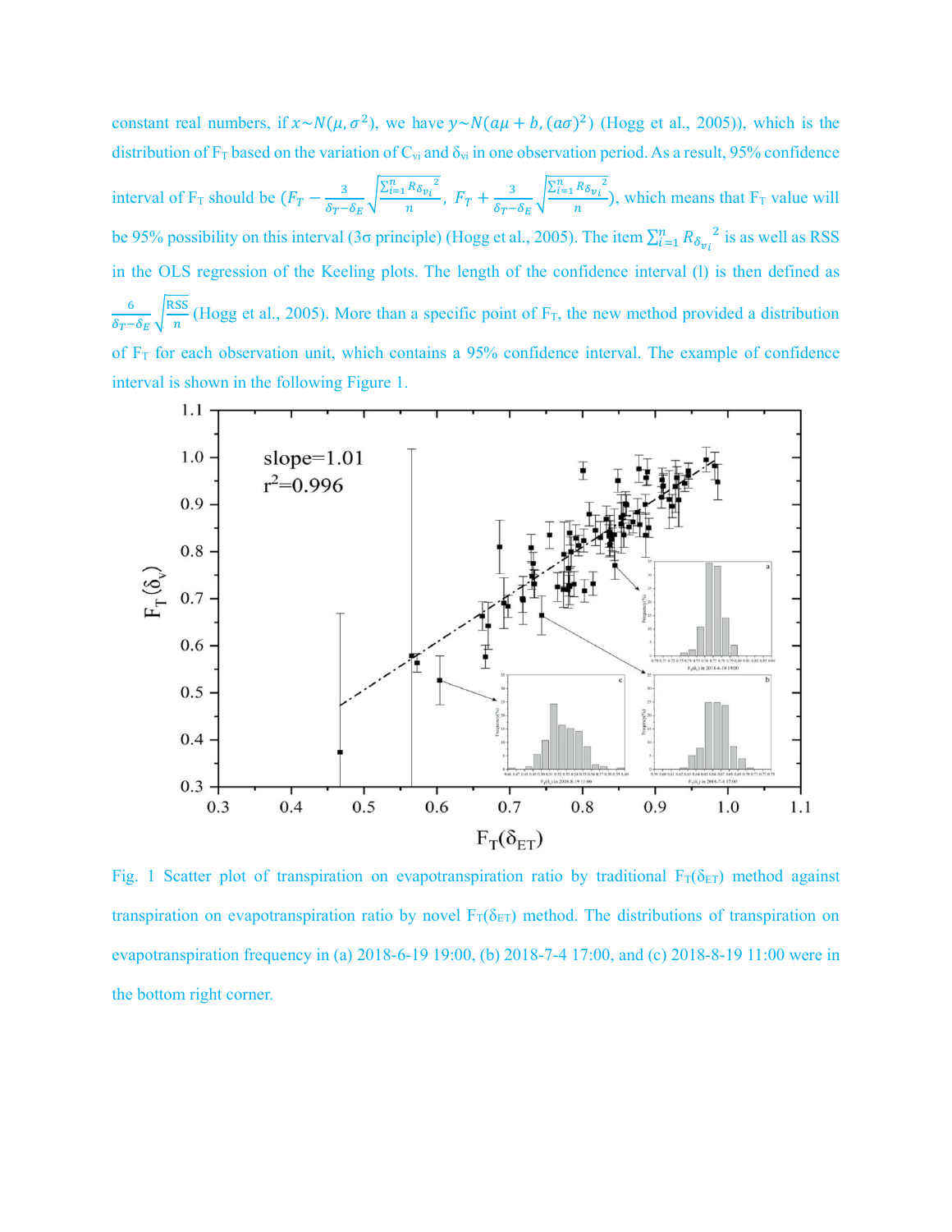constant real numbers, if $x \sim N(\mu, \sigma^2)$, we have $y \sim N(a\mu + b, (a\sigma)^2)$ (Hogg et al., 2005)), which is the distribution of $F_T$ based on the variation of $C_{vi}$ and $\delta_{vi}$ in one observation period. As a result, 95% confidence interval of $F_T$ should be $\left(F_T - \frac{3}{\delta_T - \delta_E}\sqrt{\frac{\sum_{i=1}^{n} R_{\delta_{vi}}^{\ 2}}{n}},\ F_T + \frac{3}{\delta_T - \delta_E}\sqrt{\frac{\sum_{i=1}^{n} R_{\delta_{vi}}^{\ 2}}{n}}\right)$, which means that $F_T$ value will be 95% possibility on this interval (3σ principle) (Hogg et al., 2005). The item $\sum_{i=1}^{n} R_{\delta_{vi}}^{\ 2}$ is as well as RSS in the OLS regression of the Keeling plots. The length of the confidence interval (l) is then defined as $\frac{6}{\delta_T - \delta_E}\sqrt{\frac{\text{RSS}}{n}}$ (Hogg et al., 2005). More than a specific point of $F_T$, the new method provided a distribution of $F_T$ for each observation unit, which contains a 95% confidence interval. The example of confidence interval is shown in the following Figure 1.

Fig. 1 Scatter plot of transpiration on evapotranspiration ratio by traditional $F_T(\delta_{ET})$ method against transpiration on evapotranspiration ratio by novel $F_T(\delta_{ET})$ method. The distributions of transpiration on evapotranspiration frequency in (a) 2018-6-19 19:00, (b) 2018-7-4 17:00, and (c) 2018-8-19 11:00 were in the bottom right corner.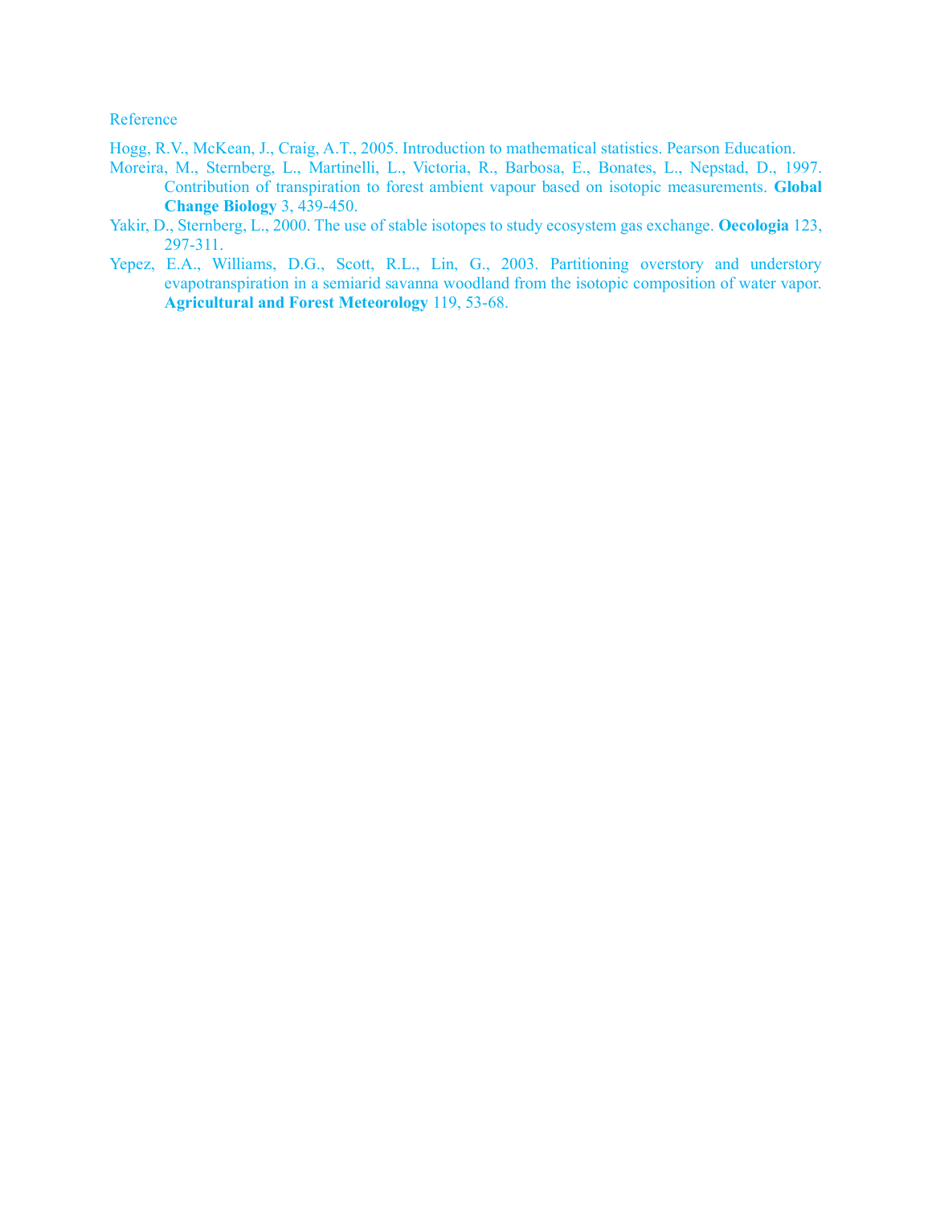## Reference

Hogg, R.V., McKean, J., Craig, A.T., 2005. Introduction to mathematical statistics. Pearson Education.

Moreira, M., Sternberg, L., Martinelli, L., Victoria, R., Barbosa, E., Bonates, L., Nepstad, D., 1997. Contribution of transpiration to forest ambient vapour based on isotopic measurements. **Global Change Biology** 3, 439-450.

Yakir, D., Sternberg, L., 2000. The use of stable isotopes to study ecosystem gas exchange. **Oecologia** 123, 297-311.

Yepez, E.A., Williams, D.G., Scott, R.L., Lin, G., 2003. Partitioning overstory and understory evapotranspiration in a semiarid savanna woodland from the isotopic composition of water vapor. **Agricultural and Forest Meteorology** 119, 53-68.